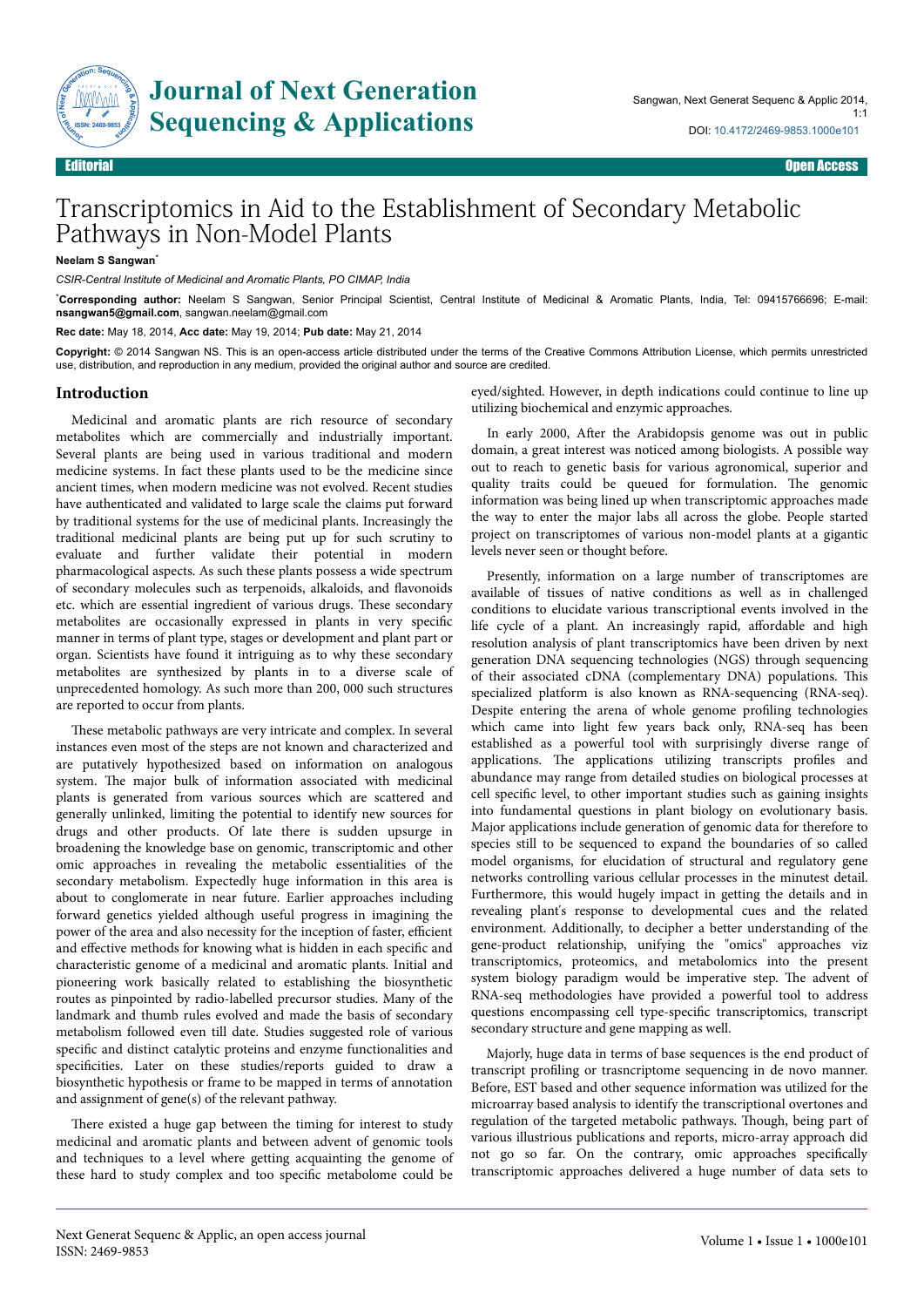# Transcriptomics in Aid to the Establishment of Secondary Metabolic Pathways in Non-Model Plants

**Neelam S Sangwan***

*CSIR-Central Institute of Medicinal and Aromatic Plants, PO CIMAP, India*

***Corresponding author:** Neelam S Sangwan, Senior Principal Scientist, Central Institute of Medicinal & Aromatic Plants, India, Tel: 09415766696; E-mail: **nsangwan5@gmail.com**, sangwan.neelam@gmail.com

**Rec date:** May 18, 2014, **Acc date:** May 19, 2014; **Pub date:** May 21, 2014

**Copyright:** © 2014 Sangwan NS. This is an open-access article distributed under the terms of the Creative Commons Attribution License, which permits unrestricted use, distribution, and reproduction in any medium, provided the original author and source are credited.

## Introduction

Medicinal and aromatic plants are rich resource of secondary metabolites which are commercially and industrially important. Several plants are being used in various traditional and modern medicine systems. In fact these plants used to be the medicine since ancient times, when modern medicine was not evolved. Recent studies have authenticated and validated to large scale the claims put forward by traditional systems for the use of medicinal plants. Increasingly the traditional medicinal plants are being put up for such scrutiny to evaluate and further validate their potential in modern pharmacological aspects. As such these plants possess a wide spectrum of secondary molecules such as terpenoids, alkaloids, and flavonoids etc. which are essential ingredient of various drugs. These secondary metabolites are occasionally expressed in plants in very specific manner in terms of plant type, stages or development and plant part or organ. Scientists have found it intriguing as to why these secondary metabolites are synthesized by plants in to a diverse scale of unprecedented homology. As such more than 200, 000 such structures are reported to occur from plants.

These metabolic pathways are very intricate and complex. In several instances even most of the steps are not known and characterized and are putatively hypothesized based on information on analogous system. The major bulk of information associated with medicinal plants is generated from various sources which are scattered and generally unlinked, limiting the potential to identify new sources for drugs and other products. Of late there is sudden upsurge in broadening the knowledge base on genomic, transcriptomic and other omic approaches in revealing the metabolic essentialities of the secondary metabolism. Expectedly huge information in this area is about to conglomerate in near future. Earlier approaches including forward genetics yielded although useful progress in imagining the power of the area and also necessity for the inception of faster, efficient and effective methods for knowing what is hidden in each specific and characteristic genome of a medicinal and aromatic plants. Initial and pioneering work basically related to establishing the biosynthetic routes as pinpointed by radio-labelled precursor studies. Many of the landmark and thumb rules evolved and made the basis of secondary metabolism followed even till date. Studies suggested role of various specific and distinct catalytic proteins and enzyme functionalities and specificities. Later on these studies/reports guided to draw a biosynthetic hypothesis or frame to be mapped in terms of annotation and assignment of gene(s) of the relevant pathway.

There existed a huge gap between the timing for interest to study medicinal and aromatic plants and between advent of genomic tools and techniques to a level where getting acquainting the genome of these hard to study complex and too specific metabolome could be eyed/sighted. However, in depth indications could continue to line up utilizing biochemical and enzymic approaches.

In early 2000, After the Arabidopsis genome was out in public domain, a great interest was noticed among biologists. A possible way out to reach to genetic basis for various agronomical, superior and quality traits could be queued for formulation. The genomic information was being lined up when transcriptomic approaches made the way to enter the major labs all across the globe. People started project on transcriptomes of various non-model plants at a gigantic levels never seen or thought before.

Presently, information on a large number of transcriptomes are available of tissues of native conditions as well as in challenged conditions to elucidate various transcriptional events involved in the life cycle of a plant. An increasingly rapid, affordable and high resolution analysis of plant transcriptomics have been driven by next generation DNA sequencing technologies (NGS) through sequencing of their associated cDNA (complementary DNA) populations. This specialized platform is also known as RNA-sequencing (RNA-seq). Despite entering the arena of whole genome profiling technologies which came into light few years back only, RNA-seq has been established as a powerful tool with surprisingly diverse range of applications. The applications utilizing transcripts profiles and abundance may range from detailed studies on biological processes at cell specific level, to other important studies such as gaining insights into fundamental questions in plant biology on evolutionary basis. Major applications include generation of genomic data for therefore to species still to be sequenced to expand the boundaries of so called model organisms, for elucidation of structural and regulatory gene networks controlling various cellular processes in the minutest detail. Furthermore, this would hugely impact in getting the details and in revealing plant's response to developmental cues and the related environment. Additionally, to decipher a better understanding of the gene-product relationship, unifying the "omics" approaches viz transcriptomics, proteomics, and metabolomics into the present system biology paradigm would be imperative step. The advent of RNA-seq methodologies have provided a powerful tool to address questions encompassing cell type-specific transcriptomics, transcript secondary structure and gene mapping as well.

Majorly, huge data in terms of base sequences is the end product of transcript profiling or trasncriptome sequencing in de novo manner. Before, EST based and other sequence information was utilized for the microarray based analysis to identify the transcriptional overtones and regulation of the targeted metabolic pathways. Though, being part of various illustrious publications and reports, micro-array approach did not go so far. On the contrary, omic approaches specifically transcriptomic approaches delivered a huge number of data sets to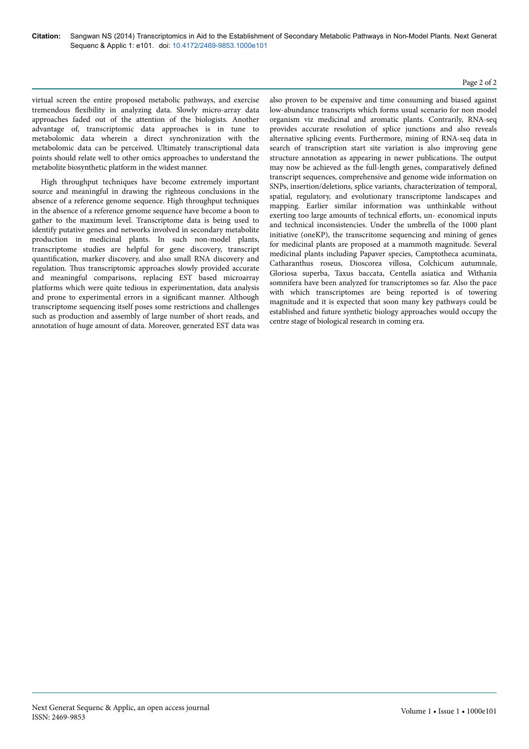virtual screen the entire proposed metabolic pathways, and exercise tremendous flexibility in analyzing data. Slowly micro-array data approaches faded out of the attention of the biologists. Another advantage of, transcriptomic data approaches is in tune to metabolomic data wherein a direct synchronization with the metabolomic data can be perceived. Ultimately transcriptional data points should relate well to other omics approaches to understand the metabolite biosynthetic platform in the widest manner.

High throughput techniques have become extremely important source and meaningful in drawing the righteous conclusions in the absence of a reference genome sequence. High throughput techniques in the absence of a reference genome sequence have become a boon to gather to the maximum level. Transcriptome data is being used to identify putative genes and networks involved in secondary metabolite production in medicinal plants. In such non-model plants, transcriptome studies are helpful for gene discovery, transcript quantification, marker discovery, and also small RNA discovery and regulation. Thus transcriptomic approaches slowly provided accurate and meaningful comparisons, replacing EST based microarray platforms which were quite tedious in experimentation, data analysis and prone to experimental errors in a significant manner. Although transcriptome sequencing itself poses some restrictions and challenges such as production and assembly of large number of short reads, and annotation of huge amount of data. Moreover, generated EST data was also proven to be expensive and time consuming and biased against low-abundance transcripts which forms usual scenario for non model organism viz medicinal and aromatic plants. Contrarily, RNA-seq provides accurate resolution of splice junctions and also reveals alternative splicing events. Furthermore, mining of RNA-seq data in search of transcription start site variation is also improving gene structure annotation as appearing in newer publications. The output may now be achieved as the full-length genes, comparatively defined transcript sequences, comprehensive and genome wide information on SNPs, insertion/deletions, splice variants, characterization of temporal, spatial, regulatory, and evolutionary transcriptome landscapes and mapping. Earlier similar information was unthinkable without exerting too large amounts of technical efforts, un- economical inputs and technical inconsistencies. Under the umbrella of the 1000 plant initiative (oneKP), the transcritome sequencing and mining of genes for medicinal plants are proposed at a mammoth magnitude. Several medicinal plants including Papaver species, Camptotheca acuminata, Catharanthus roseus, Dioscorea villosa, Colchicum autumnale, Gloriosa superba, Taxus baccata, Centella asiatica and Withania somnifera have been analyzed for transcriptomes so far. Also the pace with which transcriptomes are being reported is of towering magnitude and it is expected that soon many key pathways could be established and future synthetic biology approaches would occupy the centre stage of biological research in coming era.